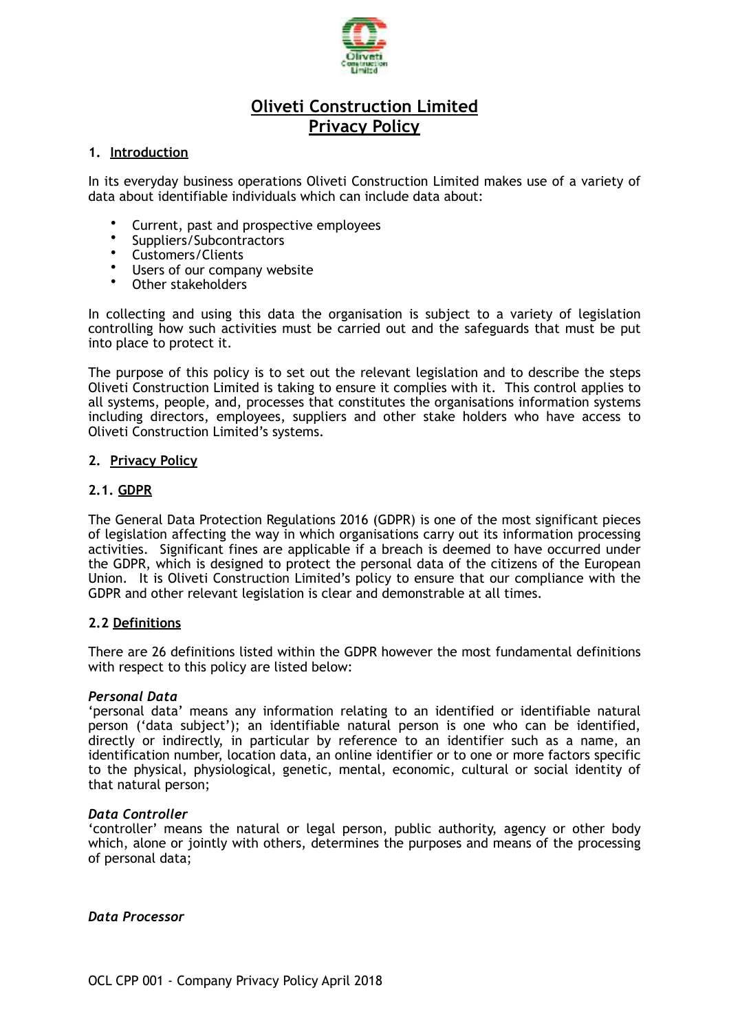# Oliveti Construction Limited
# Privacy Policy

## 1. Introduction

In its everyday business operations Oliveti Construction Limited makes use of a variety of data about identifiable individuals which can include data about:

- Current, past and prospective employees
- Suppliers/Subcontractors
- Customers/Clients
- Users of our company website
- Other stakeholders

In collecting and using this data the organisation is subject to a variety of legislation controlling how such activities must be carried out and the safeguards that must be put into place to protect it.

The purpose of this policy is to set out the relevant legislation and to describe the steps Oliveti Construction Limited is taking to ensure it complies with it. This control applies to all systems, people, and, processes that constitutes the organisations information systems including directors, employees, suppliers and other stake holders who have access to Oliveti Construction Limited's systems.

## 2. Privacy Policy

### 2.1. GDPR

The General Data Protection Regulations 2016 (GDPR) is one of the most significant pieces of legislation affecting the way in which organisations carry out its information processing activities. Significant fines are applicable if a breach is deemed to have occurred under the GDPR, which is designed to protect the personal data of the citizens of the European Union. It is Oliveti Construction Limited's policy to ensure that our compliance with the GDPR and other relevant legislation is clear and demonstrable at all times.

### 2.2 Definitions

There are 26 definitions listed within the GDPR however the most fundamental definitions with respect to this policy are listed below:

***Personal Data***
'personal data' means any information relating to an identified or identifiable natural person ('data subject'); an identifiable natural person is one who can be identified, directly or indirectly, in particular by reference to an identifier such as a name, an identification number, location data, an online identifier or to one or more factors specific to the physical, physiological, genetic, mental, economic, cultural or social identity of that natural person;

***Data Controller***
'controller' means the natural or legal person, public authority, agency or other body which, alone or jointly with others, determines the purposes and means of the processing of personal data;

***Data Processor***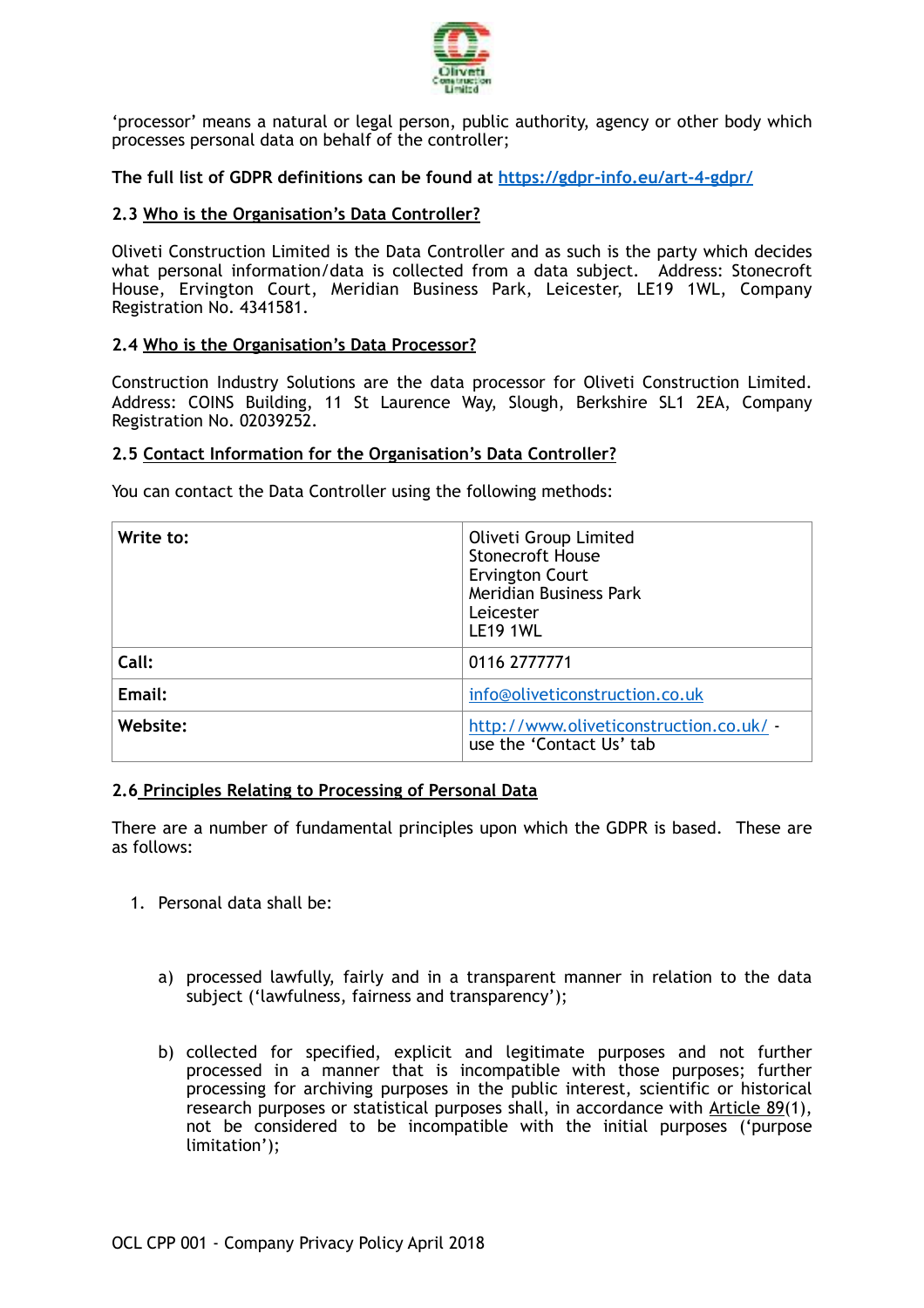'processor' means a natural or legal person, public authority, agency or other body which processes personal data on behalf of the controller;

**The full list of GDPR definitions can be found at [https://gdpr-info.eu/art-4-gdpr/](https://gdpr-info.eu/art-4-gdpr/)**

### 2.3 Who is the Organisation's Data Controller?

Oliveti Construction Limited is the Data Controller and as such is the party which decides what personal information/data is collected from a data subject. Address: Stonecroft House, Ervington Court, Meridian Business Park, Leicester, LE19 1WL, Company Registration No. 4341581.

### 2.4 Who is the Organisation's Data Processor?

Construction Industry Solutions are the data processor for Oliveti Construction Limited. Address: COINS Building, 11 St Laurence Way, Slough, Berkshire SL1 2EA, Company Registration No. 02039252.

### 2.5 Contact Information for the Organisation's Data Controller?

You can contact the Data Controller using the following methods:

| | |
|---|---|
| **Write to:** | Oliveti Group Limited<br>Stonecroft House<br>Ervington Court<br>Meridian Business Park<br>Leicester<br>LE19 1WL |
| **Call:** | 0116 2777771 |
| **Email:** | [info@oliveticonstruction.co.uk](mailto:info@oliveticonstruction.co.uk) |
| **Website:** | [http://www.oliveticonstruction.co.uk/](http://www.oliveticonstruction.co.uk/) - use the 'Contact Us' tab |

### 2.6 Principles Relating to Processing of Personal Data

There are a number of fundamental principles upon which the GDPR is based. These are as follows:

1. Personal data shall be:

   a) processed lawfully, fairly and in a transparent manner in relation to the data subject ('lawfulness, fairness and transparency');

   b) collected for specified, explicit and legitimate purposes and not further processed in a manner that is incompatible with those purposes; further processing for archiving purposes in the public interest, scientific or historical research purposes or statistical purposes shall, in accordance with Article 89(1), not be considered to be incompatible with the initial purposes ('purpose limitation');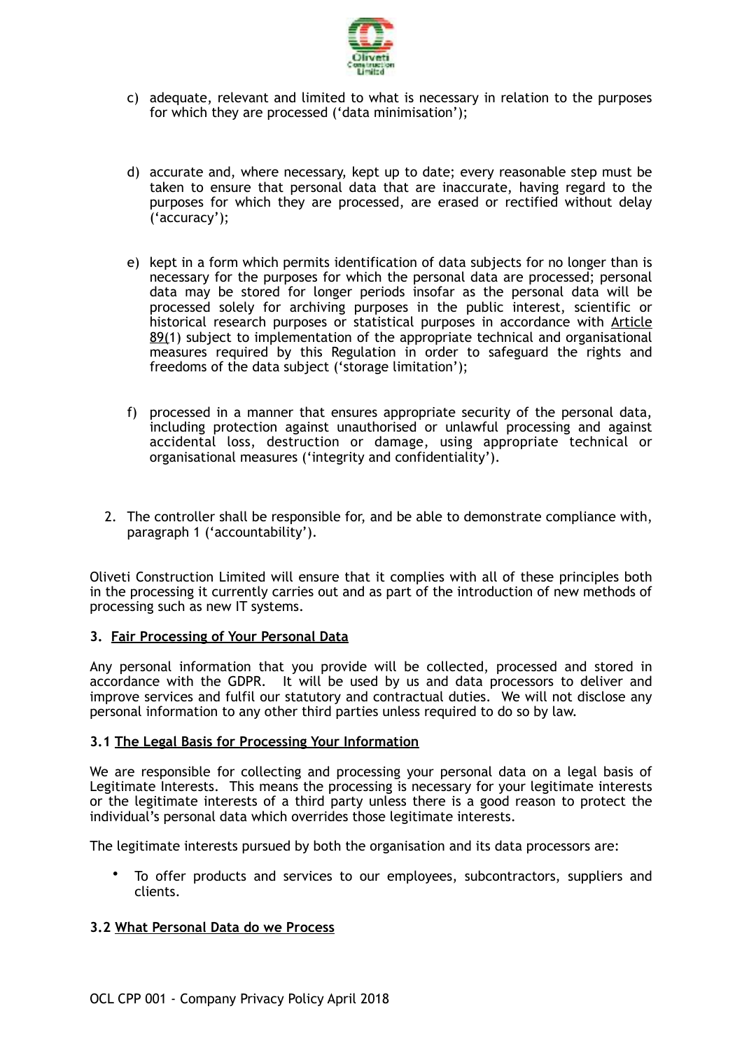c) adequate, relevant and limited to what is necessary in relation to the purposes for which they are processed ('data minimisation');

d) accurate and, where necessary, kept up to date; every reasonable step must be taken to ensure that personal data that are inaccurate, having regard to the purposes for which they are processed, are erased or rectified without delay ('accuracy');

e) kept in a form which permits identification of data subjects for no longer than is necessary for the purposes for which the personal data are processed; personal data may be stored for longer periods insofar as the personal data will be processed solely for archiving purposes in the public interest, scientific or historical research purposes or statistical purposes in accordance with Article 89(1) subject to implementation of the appropriate technical and organisational measures required by this Regulation in order to safeguard the rights and freedoms of the data subject ('storage limitation');

f) processed in a manner that ensures appropriate security of the personal data, including protection against unauthorised or unlawful processing and against accidental loss, destruction or damage, using appropriate technical or organisational measures ('integrity and confidentiality').

2. The controller shall be responsible for, and be able to demonstrate compliance with, paragraph 1 ('accountability').

Oliveti Construction Limited will ensure that it complies with all of these principles both in the processing it currently carries out and as part of the introduction of new methods of processing such as new IT systems.

### 3. Fair Processing of Your Personal Data

Any personal information that you provide will be collected, processed and stored in accordance with the GDPR. It will be used by us and data processors to deliver and improve services and fulfil our statutory and contractual duties. We will not disclose any personal information to any other third parties unless required to do so by law.

### 3.1 The Legal Basis for Processing Your Information

We are responsible for collecting and processing your personal data on a legal basis of Legitimate Interests. This means the processing is necessary for your legitimate interests or the legitimate interests of a third party unless there is a good reason to protect the individual's personal data which overrides those legitimate interests.

The legitimate interests pursued by both the organisation and its data processors are:

- To offer products and services to our employees, subcontractors, suppliers and clients.

### 3.2 What Personal Data do we Process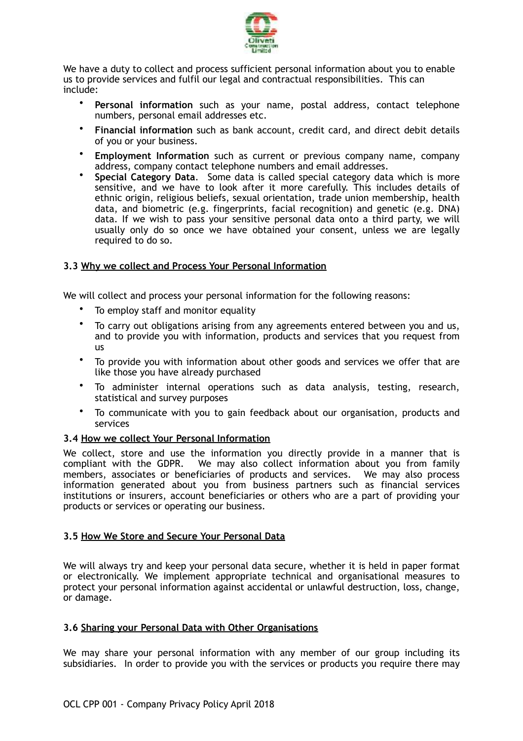We have a duty to collect and process sufficient personal information about you to enable us to provide services and fulfil our legal and contractual responsibilities. This can include:

- **Personal information** such as your name, postal address, contact telephone numbers, personal email addresses etc.
- **Financial information** such as bank account, credit card, and direct debit details of you or your business.
- **Employment Information** such as current or previous company name, company address, company contact telephone numbers and email addresses.
- **Special Category Data**. Some data is called special category data which is more sensitive, and we have to look after it more carefully. This includes details of ethnic origin, religious beliefs, sexual orientation, trade union membership, health data, and biometric (e.g. fingerprints, facial recognition) and genetic (e.g. DNA) data. If we wish to pass your sensitive personal data onto a third party, we will usually only do so once we have obtained your consent, unless we are legally required to do so.

### 3.3 Why we collect and Process Your Personal Information

We will collect and process your personal information for the following reasons:

- To employ staff and monitor equality
- To carry out obligations arising from any agreements entered between you and us, and to provide you with information, products and services that you request from us
- To provide you with information about other goods and services we offer that are like those you have already purchased
- To administer internal operations such as data analysis, testing, research, statistical and survey purposes
- To communicate with you to gain feedback about our organisation, products and services

### 3.4 How we collect Your Personal Information

We collect, store and use the information you directly provide in a manner that is compliant with the GDPR. We may also collect information about you from family members, associates or beneficiaries of products and services. We may also process information generated about you from business partners such as financial services institutions or insurers, account beneficiaries or others who are a part of providing your products or services or operating our business.

### 3.5 How We Store and Secure Your Personal Data

We will always try and keep your personal data secure, whether it is held in paper format or electronically. We implement appropriate technical and organisational measures to protect your personal information against accidental or unlawful destruction, loss, change, or damage.

### 3.6 Sharing your Personal Data with Other Organisations

We may share your personal information with any member of our group including its subsidiaries. In order to provide you with the services or products you require there may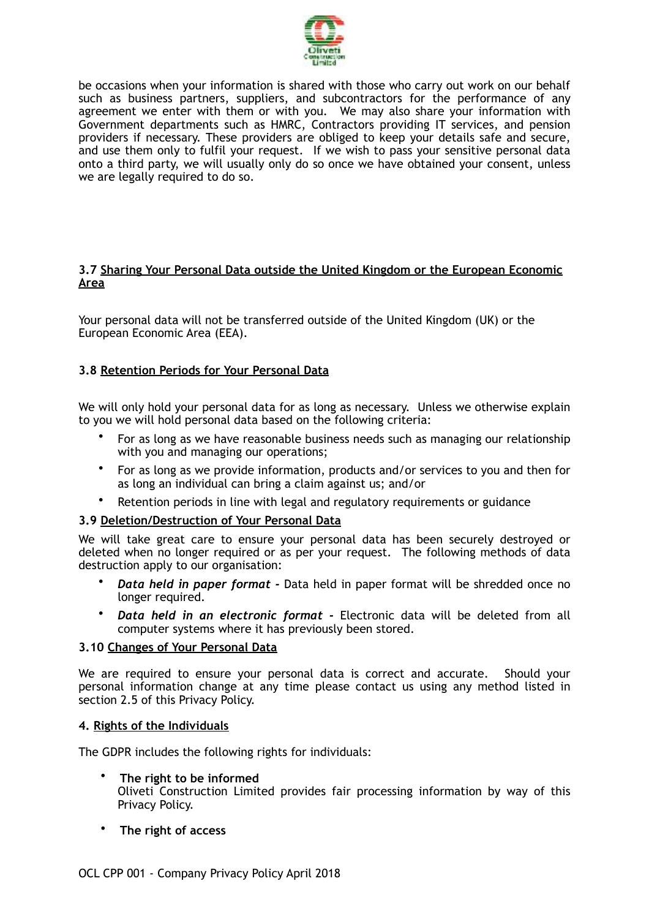be occasions when your information is shared with those who carry out work on our behalf such as business partners, suppliers, and subcontractors for the performance of any agreement we enter with them or with you. We may also share your information with Government departments such as HMRC, Contractors providing IT services, and pension providers if necessary. These providers are obliged to keep your details safe and secure, and use them only to fulfil your request. If we wish to pass your sensitive personal data onto a third party, we will usually only do so once we have obtained your consent, unless we are legally required to do so.

### 3.7 Sharing Your Personal Data outside the United Kingdom or the European Economic Area

Your personal data will not be transferred outside of the United Kingdom (UK) or the European Economic Area (EEA).

### 3.8 Retention Periods for Your Personal Data

We will only hold your personal data for as long as necessary. Unless we otherwise explain to you we will hold personal data based on the following criteria:

- For as long as we have reasonable business needs such as managing our relationship with you and managing our operations;
- For as long as we provide information, products and/or services to you and then for as long an individual can bring a claim against us; and/or
- Retention periods in line with legal and regulatory requirements or guidance

### 3.9 Deletion/Destruction of Your Personal Data

We will take great care to ensure your personal data has been securely destroyed or deleted when no longer required or as per your request. The following methods of data destruction apply to our organisation:

- ***Data held in paper format -*** Data held in paper format will be shredded once no longer required.
- ***Data held in an electronic format -*** Electronic data will be deleted from all computer systems where it has previously been stored.

### 3.10 Changes of Your Personal Data

We are required to ensure your personal data is correct and accurate. Should your personal information change at any time please contact us using any method listed in section 2.5 of this Privacy Policy.

## 4. Rights of the Individuals

The GDPR includes the following rights for individuals:

- **The right to be informed**
  Oliveti Construction Limited provides fair processing information by way of this Privacy Policy.
- **The right of access**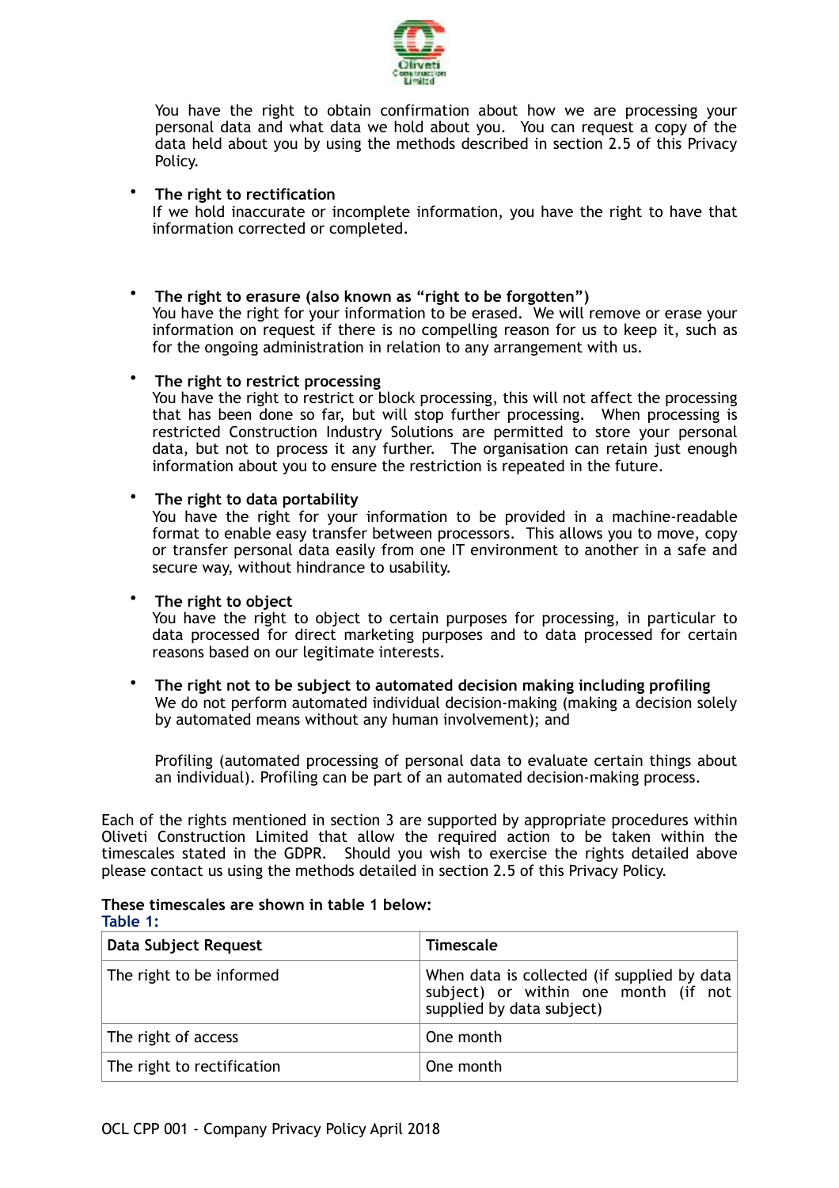You have the right to obtain confirmation about how we are processing your personal data and what data we hold about you. You can request a copy of the data held about you by using the methods described in section 2.5 of this Privacy Policy.

- **The right to rectification**
  If we hold inaccurate or incomplete information, you have the right to have that information corrected or completed.

- **The right to erasure (also known as "right to be forgotten")**
  You have the right for your information to be erased. We will remove or erase your information on request if there is no compelling reason for us to keep it, such as for the ongoing administration in relation to any arrangement with us.

- **The right to restrict processing**
  You have the right to restrict or block processing, this will not affect the processing that has been done so far, but will stop further processing. When processing is restricted Construction Industry Solutions are permitted to store your personal data, but not to process it any further. The organisation can retain just enough information about you to ensure the restriction is repeated in the future.

- **The right to data portability**
  You have the right for your information to be provided in a machine-readable format to enable easy transfer between processors. This allows you to move, copy or transfer personal data easily from one IT environment to another in a safe and secure way, without hindrance to usability.

- **The right to object**
  You have the right to object to certain purposes for processing, in particular to data processed for direct marketing purposes and to data processed for certain reasons based on our legitimate interests.

- **The right not to be subject to automated decision making including profiling**
  We do not perform automated individual decision-making (making a decision solely by automated means without any human involvement); and

  Profiling (automated processing of personal data to evaluate certain things about an individual). Profiling can be part of an automated decision-making process.

Each of the rights mentioned in section 3 are supported by appropriate procedures within Oliveti Construction Limited that allow the required action to be taken within the timescales stated in the GDPR. Should you wish to exercise the rights detailed above please contact us using the methods detailed in section 2.5 of this Privacy Policy.

**These timescales are shown in table 1 below:**

**Table 1:**

| **Data Subject Request** | **Timescale** |
|---|---|
| The right to be informed | When data is collected (if supplied by data subject) or within one month (if not supplied by data subject) |
| The right of access | One month |
| The right to rectification | One month |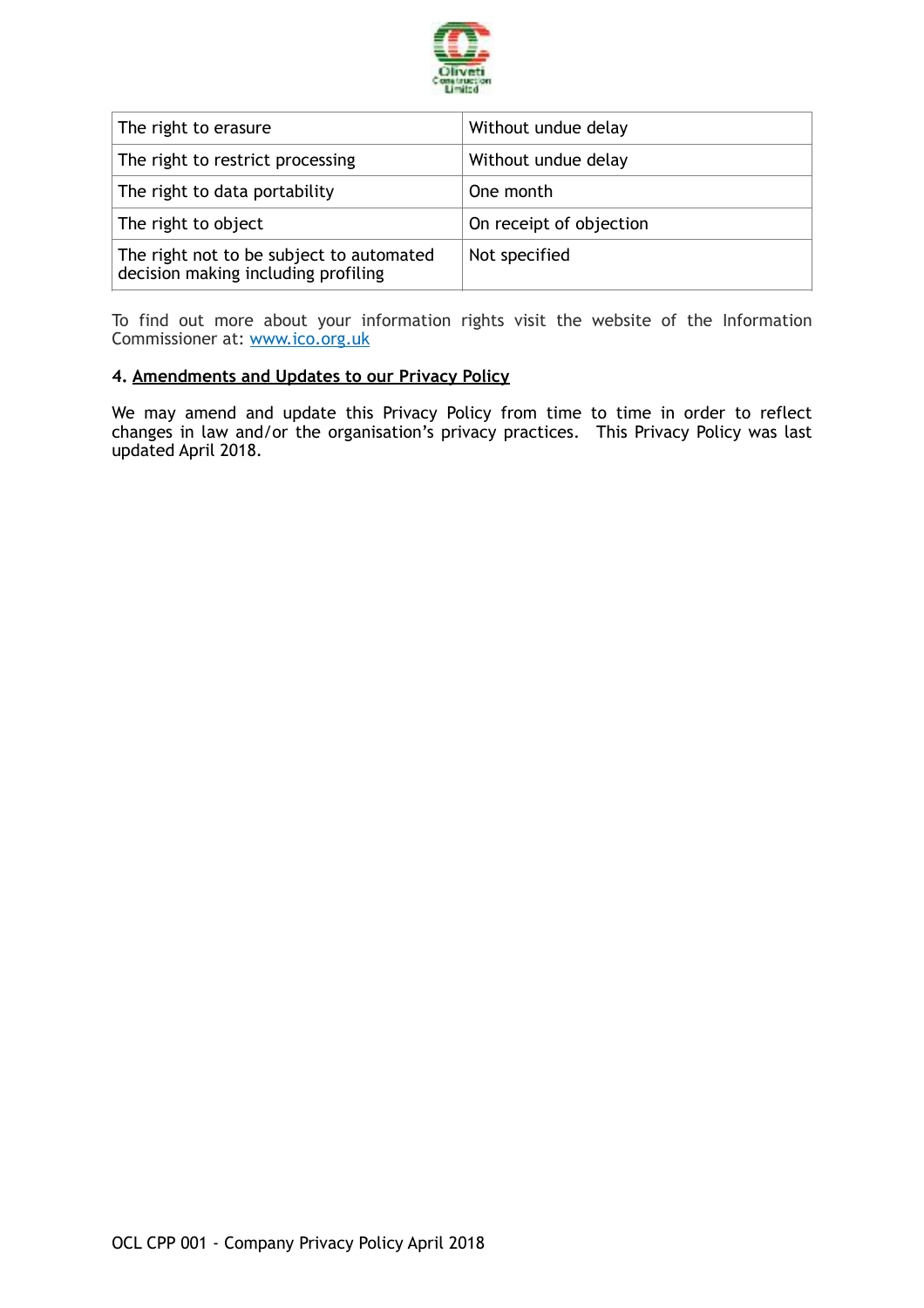| | |
|---|---|
| The right to erasure | Without undue delay |
| The right to restrict processing | Without undue delay |
| The right to data portability | One month |
| The right to object | On receipt of objection |
| The right not to be subject to automated decision making including profiling | Not specified |

To find out more about your information rights visit the website of the Information Commissioner at: [www.ico.org.uk](http://www.ico.org.uk)

## 4. Amendments and Updates to our Privacy Policy

We may amend and update this Privacy Policy from time to time in order to reflect changes in law and/or the organisation's privacy practices. This Privacy Policy was last updated April 2018.